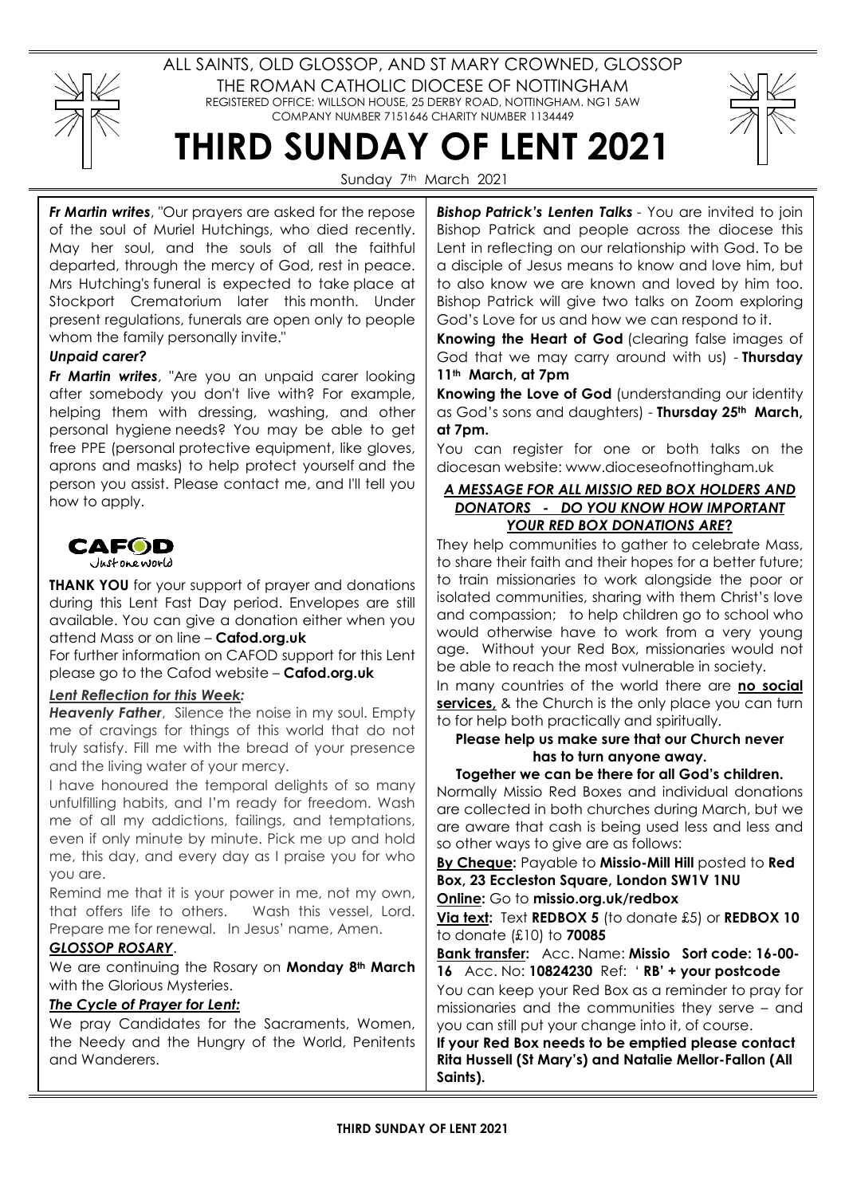ALL SAINTS, OLD GLOSSOP, AND ST MARY CROWNED, GLOSSOP

THE ROMAN CATHOLIC DIOCESE OF NOTTINGHAM

REGISTERED OFFICE: WILLSON HOUSE, 25 DERBY ROAD, NOTTINGHAM. NG1 5AW

COMPANY NUMBER 7151646 CHARITY NUMBER 1134449

# THIRD SUNDAY OF LENT 2021

Sunday 7th March 2021

***Fr Martin writes***, "Our prayers are asked for the repose of the soul of Muriel Hutchings, who died recently. May her soul, and the souls of all the faithful departed, through the mercy of God, rest in peace. Mrs Hutching's funeral is expected to take place at Stockport Crematorium later this month. Under present regulations, funerals are open only to people whom the family personally invite."

***Unpaid carer?***

***Fr Martin writes***, "Are you an unpaid carer looking after somebody you don't live with? For example, helping them with dressing, washing, and other personal hygiene needs? You may be able to get free PPE (personal protective equipment, like gloves, aprons and masks) to help protect yourself and the person you assist. Please contact me, and I'll tell you how to apply.

CAFOD
Just one world

**THANK YOU** for your support of prayer and donations during this Lent Fast Day period. Envelopes are still available. You can give a donation either when you attend Mass or on line – **Cafod.org.uk**

For further information on CAFOD support for this Lent please go to the Cafod website – **Cafod.org.uk**

***Lent Reflection for this Week:***

***Heavenly Father***, Silence the noise in my soul. Empty me of cravings for things of this world that do not truly satisfy. Fill me with the bread of your presence and the living water of your mercy.

I have honoured the temporal delights of so many unfulfilling habits, and I'm ready for freedom. Wash me of all my addictions, failings, and temptations, even if only minute by minute. Pick me up and hold me, this day, and every day as I praise you for who you are.

Remind me that it is your power in me, not my own, that offers life to others. Wash this vessel, Lord. Prepare me for renewal. In Jesus' name, Amen.

***GLOSSOP ROSARY***.

We are continuing the Rosary on **Monday 8th March** with the Glorious Mysteries.

***The Cycle of Prayer for Lent:***

We pray Candidates for the Sacraments, Women, the Needy and the Hungry of the World, Penitents and Wanderers.

***Bishop Patrick's Lenten Talks*** - You are invited to join Bishop Patrick and people across the diocese this Lent in reflecting on our relationship with God. To be a disciple of Jesus means to know and love him, but to also know we are known and loved by him too. Bishop Patrick will give two talks on Zoom exploring God's Love for us and how we can respond to it.

**Knowing the Heart of God** (clearing false images of God that we may carry around with us) - **Thursday 11th March, at 7pm**

**Knowing the Love of God** (understanding our identity as God's sons and daughters) - **Thursday 25th March, at 7pm.**

You can register for one or both talks on the diocesan website: www.dioceseofnottingham.uk

***A MESSAGE FOR ALL MISSIO RED BOX HOLDERS AND DONATORS - DO YOU KNOW HOW IMPORTANT YOUR RED BOX DONATIONS ARE?***

They help communities to gather to celebrate Mass, to share their faith and their hopes for a better future; to train missionaries to work alongside the poor or isolated communities, sharing with them Christ's love and compassion; to help children go to school who would otherwise have to work from a very young age. Without your Red Box, missionaries would not be able to reach the most vulnerable in society.

In many countries of the world there are **no social services,** & the Church is the only place you can turn to for help both practically and spiritually.

**Please help us make sure that our Church never has to turn anyone away.**

**Together we can be there for all God's children.**

Normally Missio Red Boxes and individual donations are collected in both churches during March, but we are aware that cash is being used less and less and so other ways to give are as follows:

**By Cheque:** Payable to **Missio-Mill Hill** posted to **Red Box, 23 Eccleston Square, London SW1V 1NU**

**Online:** Go to **missio.org.uk/redbox**

**Via text:** Text **REDBOX 5** (to donate £5) or **REDBOX 10** to donate (£10) to **70085**

**Bank transfer:** Acc. Name: **Missio Sort code: 16-00-16** Acc. No: **10824230** Ref: ' **RB' + your postcode**

You can keep your Red Box as a reminder to pray for missionaries and the communities they serve – and you can still put your change into it, of course.

**If your Red Box needs to be emptied please contact Rita Hussell (St Mary's) and Natalie Mellor-Fallon (All Saints).**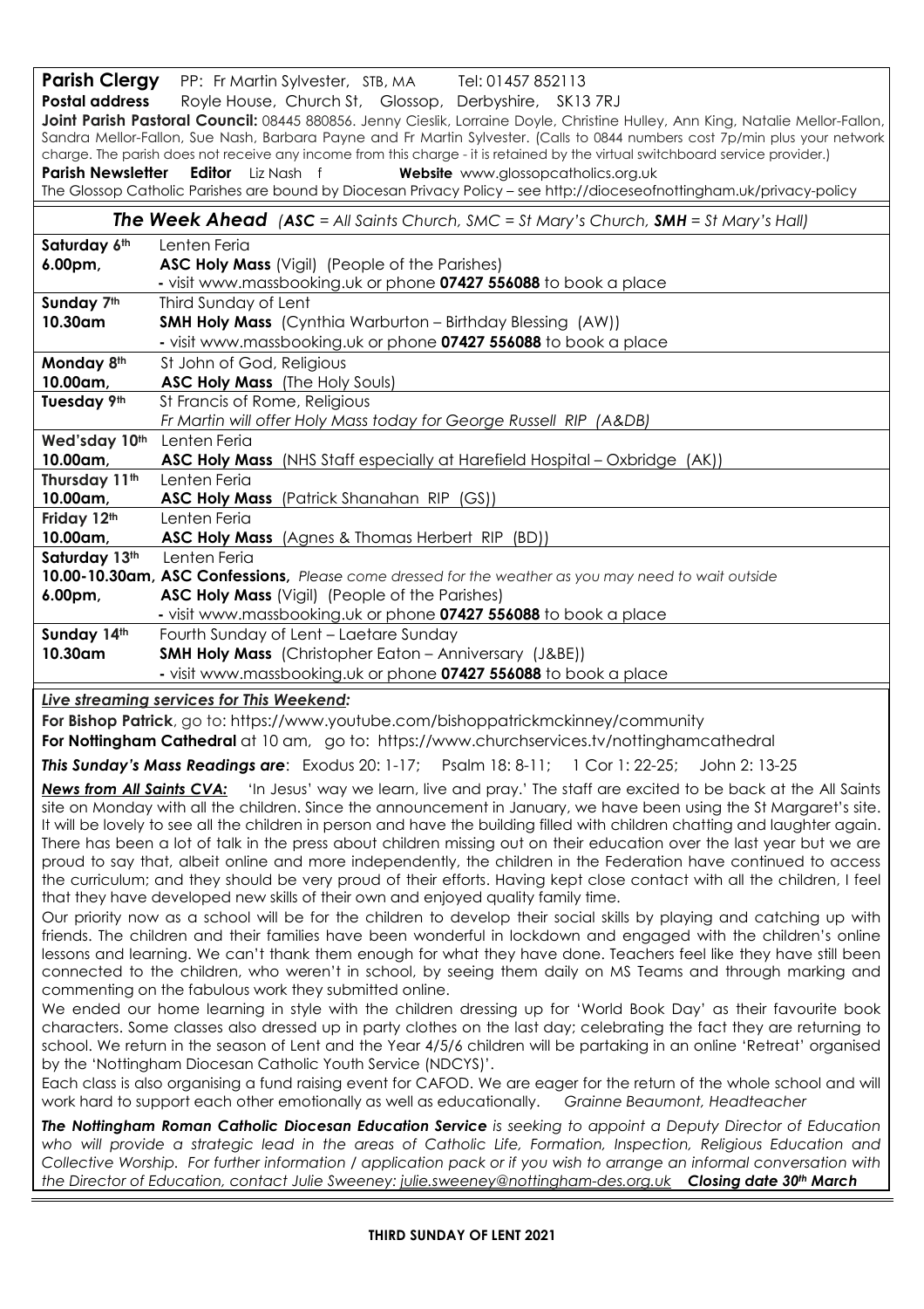**Parish Clergy** PP: Fr Martin Sylvester, STB, MA Tel: 01457 852113
**Postal address** Royle House, Church St, Glossop, Derbyshire, SK13 7RJ
**Joint Parish Pastoral Council:** 08445 880856. Jenny Cieslik, Lorraine Doyle, Christine Hulley, Ann King, Natalie Mellor-Fallon, Sandra Mellor-Fallon, Sue Nash, Barbara Payne and Fr Martin Sylvester. (Calls to 0844 numbers cost 7p/min plus your network charge. The parish does not receive any income from this charge - it is retained by the virtual switchboard service provider.)
**Parish Newsletter Editor** Liz Nash f **Website** www.glossopcatholics.org.uk
The Glossop Catholic Parishes are bound by Diocesan Privacy Policy – see http://dioceseofnottingham.uk/privacy-policy

## *The Week Ahead* *(ASC = All Saints Church, SMC = St Mary's Church, SMH = St Mary's Hall)*

| | |
|---|---|
| **Saturday 6th** | Lenten Feria |
| **6.00pm,** | **ASC Holy Mass** (Vigil) (People of the Parishes) - visit www.massbooking.uk or phone **07427 556088** to book a place |
| **Sunday 7th** | Third Sunday of Lent |
| **10.30am** | **SMH Holy Mass** (Cynthia Warburton – Birthday Blessing (AW)) - visit www.massbooking.uk or phone **07427 556088** to book a place |
| **Monday 8th** | St John of God, Religious |
| **10.00am,** | **ASC Holy Mass** (The Holy Souls) |
| **Tuesday 9th** | St Francis of Rome, Religious *Fr Martin will offer Holy Mass today for George Russell RIP (A&DB)* |
| **Wed'sday 10th** | Lenten Feria |
| **10.00am,** | **ASC Holy Mass** (NHS Staff especially at Harefield Hospital – Oxbridge (AK)) |
| **Thursday 11th** | Lenten Feria |
| **10.00am,** | **ASC Holy Mass** (Patrick Shanahan RIP (GS)) |
| **Friday 12th** | Lenten Feria |
| **10.00am,** | **ASC Holy Mass** (Agnes & Thomas Herbert RIP (BD)) |
| **Saturday 13th** | Lenten Feria |
| **10.00-10.30am,** | **ASC Confessions,** *Please come dressed for the weather as you may need to wait outside* |
| **6.00pm,** | **ASC Holy Mass** (Vigil) (People of the Parishes) - visit www.massbooking.uk or phone **07427 556088** to book a place |
| **Sunday 14th** | Fourth Sunday of Lent – Laetare Sunday |
| **10.30am** | **SMH Holy Mass** (Christopher Eaton – Anniversary (J&BE)) - visit www.massbooking.uk or phone **07427 556088** to book a place |

***Live streaming services for This Weekend:***

**For Bishop Patrick**, go to: https://www.youtube.com/bishoppatrickmckinney/community
**For Nottingham Cathedral** at 10 am, go to: https://www.churchservices.tv/nottinghamcathedral

***This Sunday's Mass Readings are***: Exodus 20: 1-17; Psalm 18: 8-11; 1 Cor 1: 22-25; John 2: 13-25

***News from All Saints CVA:*** 'In Jesus' way we learn, live and pray.' The staff are excited to be back at the All Saints site on Monday with all the children. Since the announcement in January, we have been using the St Margaret's site. It will be lovely to see all the children in person and have the building filled with children chatting and laughter again. There has been a lot of talk in the press about children missing out on their education over the last year but we are proud to say that, albeit online and more independently, the children in the Federation have continued to access the curriculum; and they should be very proud of their efforts. Having kept close contact with all the children, I feel that they have developed new skills of their own and enjoyed quality family time.

Our priority now as a school will be for the children to develop their social skills by playing and catching up with friends. The children and their families have been wonderful in lockdown and engaged with the children's online lessons and learning. We can't thank them enough for what they have done. Teachers feel like they have still been connected to the children, who weren't in school, by seeing them daily on MS Teams and through marking and commenting on the fabulous work they submitted online.

We ended our home learning in style with the children dressing up for 'World Book Day' as their favourite book characters. Some classes also dressed up in party clothes on the last day; celebrating the fact they are returning to school. We return in the season of Lent and the Year 4/5/6 children will be partaking in an online 'Retreat' organised by the 'Nottingham Diocesan Catholic Youth Service (NDCYS)'.

Each class is also organising a fund raising event for CAFOD. We are eager for the return of the whole school and will work hard to support each other emotionally as well as educationally. *Grainne Beaumont, Headteacher*

***The Nottingham Roman Catholic Diocesan Education Service*** *is seeking to appoint a Deputy Director of Education who will provide a strategic lead in the areas of Catholic Life, Formation, Inspection, Religious Education and Collective Worship. For further information / application pack or if you wish to arrange an informal conversation with the Director of Education, contact Julie Sweeney: julie.sweeney@nottingham-des.org.uk* ***Closing date 30th March***

**THIRD SUNDAY OF LENT 2021**